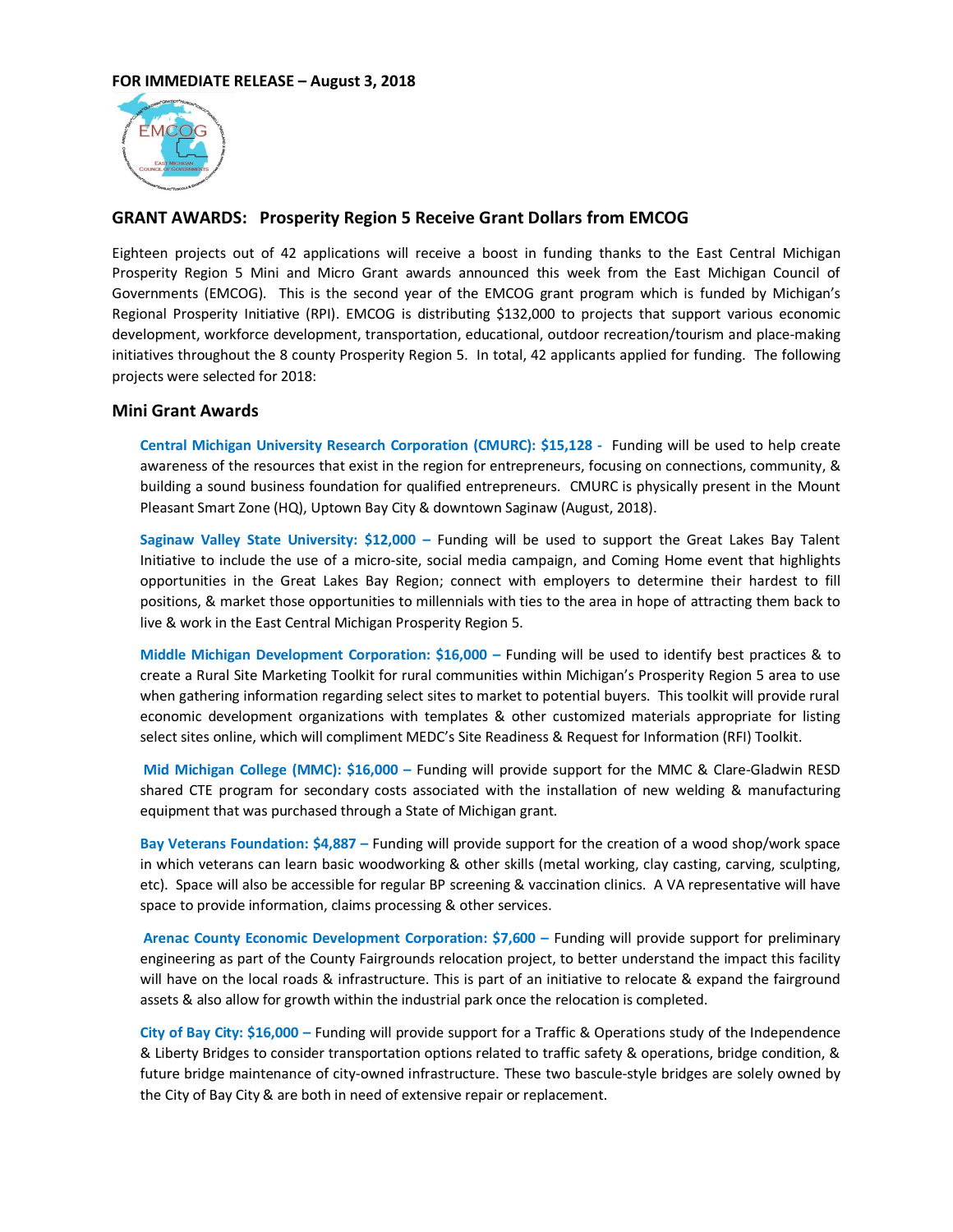**FOR IMMEDIATE RELEASE – August 3, 2018**

## GRANT AWARDS: Prosperity Region 5 Receive Grant Dollars from EMCOG

Eighteen projects out of 42 applications will receive a boost in funding thanks to the East Central Michigan Prosperity Region 5 Mini and Micro Grant awards announced this week from the East Michigan Council of Governments (EMCOG). This is the second year of the EMCOG grant program which is funded by Michigan's Regional Prosperity Initiative (RPI). EMCOG is distributing $132,000 to projects that support various economic development, workforce development, transportation, educational, outdoor recreation/tourism and place-making initiatives throughout the 8 county Prosperity Region 5. In total, 42 applicants applied for funding. The following projects were selected for 2018:

### Mini Grant Awards

**Central Michigan University Research Corporation (CMURC): $15,128 -** Funding will be used to help create awareness of the resources that exist in the region for entrepreneurs, focusing on connections, community, & building a sound business foundation for qualified entrepreneurs. CMURC is physically present in the Mount Pleasant Smart Zone (HQ), Uptown Bay City & downtown Saginaw (August, 2018).

**Saginaw Valley State University: $12,000 –** Funding will be used to support the Great Lakes Bay Talent Initiative to include the use of a micro-site, social media campaign, and Coming Home event that highlights opportunities in the Great Lakes Bay Region; connect with employers to determine their hardest to fill positions, & market those opportunities to millennials with ties to the area in hope of attracting them back to live & work in the East Central Michigan Prosperity Region 5.

**Middle Michigan Development Corporation: $16,000 –** Funding will be used to identify best practices & to create a Rural Site Marketing Toolkit for rural communities within Michigan's Prosperity Region 5 area to use when gathering information regarding select sites to market to potential buyers. This toolkit will provide rural economic development organizations with templates & other customized materials appropriate for listing select sites online, which will compliment MEDC's Site Readiness & Request for Information (RFI) Toolkit.

**Mid Michigan College (MMC): $16,000 –** Funding will provide support for the MMC & Clare-Gladwin RESD shared CTE program for secondary costs associated with the installation of new welding & manufacturing equipment that was purchased through a State of Michigan grant.

**Bay Veterans Foundation: $4,887 –** Funding will provide support for the creation of a wood shop/work space in which veterans can learn basic woodworking & other skills (metal working, clay casting, carving, sculpting, etc). Space will also be accessible for regular BP screening & vaccination clinics. A VA representative will have space to provide information, claims processing & other services.

**Arenac County Economic Development Corporation: $7,600 –** Funding will provide support for preliminary engineering as part of the County Fairgrounds relocation project, to better understand the impact this facility will have on the local roads & infrastructure. This is part of an initiative to relocate & expand the fairground assets & also allow for growth within the industrial park once the relocation is completed.

**City of Bay City: $16,000 –** Funding will provide support for a Traffic & Operations study of the Independence & Liberty Bridges to consider transportation options related to traffic safety & operations, bridge condition, & future bridge maintenance of city-owned infrastructure. These two bascule-style bridges are solely owned by the City of Bay City & are both in need of extensive repair or replacement.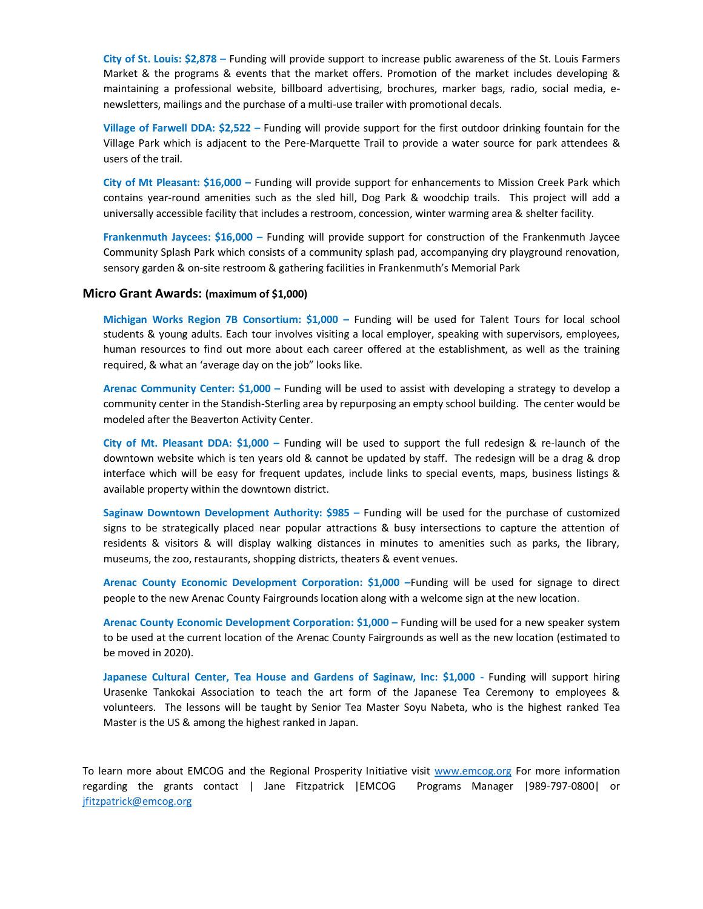**City of St. Louis: $2,878 –** Funding will provide support to increase public awareness of the St. Louis Farmers Market & the programs & events that the market offers. Promotion of the market includes developing & maintaining a professional website, billboard advertising, brochures, marker bags, radio, social media, e-newsletters, mailings and the purchase of a multi-use trailer with promotional decals.

**Village of Farwell DDA: $2,522 –** Funding will provide support for the first outdoor drinking fountain for the Village Park which is adjacent to the Pere-Marquette Trail to provide a water source for park attendees & users of the trail.

**City of Mt Pleasant: $16,000 –** Funding will provide support for enhancements to Mission Creek Park which contains year-round amenities such as the sled hill, Dog Park & woodchip trails. This project will add a universally accessible facility that includes a restroom, concession, winter warming area & shelter facility.

**Frankenmuth Jaycees: $16,000 –** Funding will provide support for construction of the Frankenmuth Jaycee Community Splash Park which consists of a community splash pad, accompanying dry playground renovation, sensory garden & on-site restroom & gathering facilities in Frankenmuth's Memorial Park

## Micro Grant Awards: (maximum of $1,000)

**Michigan Works Region 7B Consortium: $1,000 –** Funding will be used for Talent Tours for local school students & young adults. Each tour involves visiting a local employer, speaking with supervisors, employees, human resources to find out more about each career offered at the establishment, as well as the training required, & what an 'average day on the job" looks like.

**Arenac Community Center: $1,000 –** Funding will be used to assist with developing a strategy to develop a community center in the Standish-Sterling area by repurposing an empty school building. The center would be modeled after the Beaverton Activity Center.

**City of Mt. Pleasant DDA: $1,000 –** Funding will be used to support the full redesign & re-launch of the downtown website which is ten years old & cannot be updated by staff. The redesign will be a drag & drop interface which will be easy for frequent updates, include links to special events, maps, business listings & available property within the downtown district.

**Saginaw Downtown Development Authority: $985 –** Funding will be used for the purchase of customized signs to be strategically placed near popular attractions & busy intersections to capture the attention of residents & visitors & will display walking distances in minutes to amenities such as parks, the library, museums, the zoo, restaurants, shopping districts, theaters & event venues.

**Arenac County Economic Development Corporation: $1,000 –**Funding will be used for signage to direct people to the new Arenac County Fairgrounds location along with a welcome sign at the new location.

**Arenac County Economic Development Corporation: $1,000 –** Funding will be used for a new speaker system to be used at the current location of the Arenac County Fairgrounds as well as the new location (estimated to be moved in 2020).

**Japanese Cultural Center, Tea House and Gardens of Saginaw, Inc: $1,000 -** Funding will support hiring Urasenke Tankokai Association to teach the art form of the Japanese Tea Ceremony to employees & volunteers. The lessons will be taught by Senior Tea Master Soyu Nabeta, who is the highest ranked Tea Master is the US & among the highest ranked in Japan.

To learn more about EMCOG and the Regional Prosperity Initiative visit www.emcog.org For more information regarding the grants contact | Jane Fitzpatrick |EMCOG Programs Manager |989-797-0800| or jfitzpatrick@emcog.org